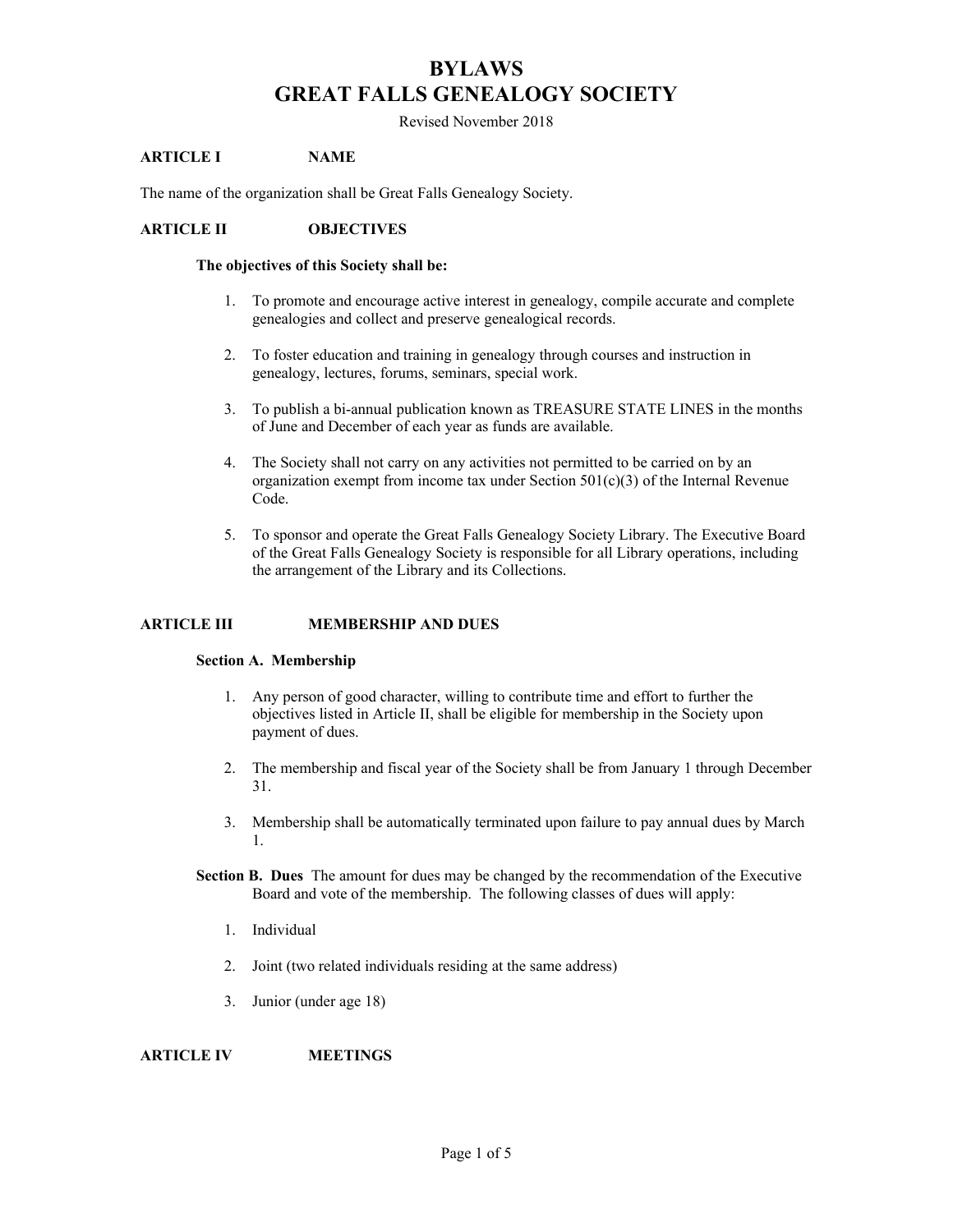# BYLAWS
# GREAT FALLS GENEALOGY SOCIETY

Revised November 2018

## ARTICLE I NAME

The name of the organization shall be Great Falls Genealogy Society.

## ARTICLE II OBJECTIVES

**The objectives of this Society shall be:**

1. To promote and encourage active interest in genealogy, compile accurate and complete genealogies and collect and preserve genealogical records.

2. To foster education and training in genealogy through courses and instruction in genealogy, lectures, forums, seminars, special work.

3. To publish a bi-annual publication known as TREASURE STATE LINES in the months of June and December of each year as funds are available.

4. The Society shall not carry on any activities not permitted to be carried on by an organization exempt from income tax under Section 501(c)(3) of the Internal Revenue Code.

5. To sponsor and operate the Great Falls Genealogy Society Library. The Executive Board of the Great Falls Genealogy Society is responsible for all Library operations, including the arrangement of the Library and its Collections.

## ARTICLE III MEMBERSHIP AND DUES

### Section A. Membership

1. Any person of good character, willing to contribute time and effort to further the objectives listed in Article II, shall be eligible for membership in the Society upon payment of dues.

2. The membership and fiscal year of the Society shall be from January 1 through December 31.

3. Membership shall be automatically terminated upon failure to pay annual dues by March 1.

**Section B. Dues** The amount for dues may be changed by the recommendation of the Executive Board and vote of the membership. The following classes of dues will apply:

1. Individual

2. Joint (two related individuals residing at the same address)

3. Junior (under age 18)

## ARTICLE IV MEETINGS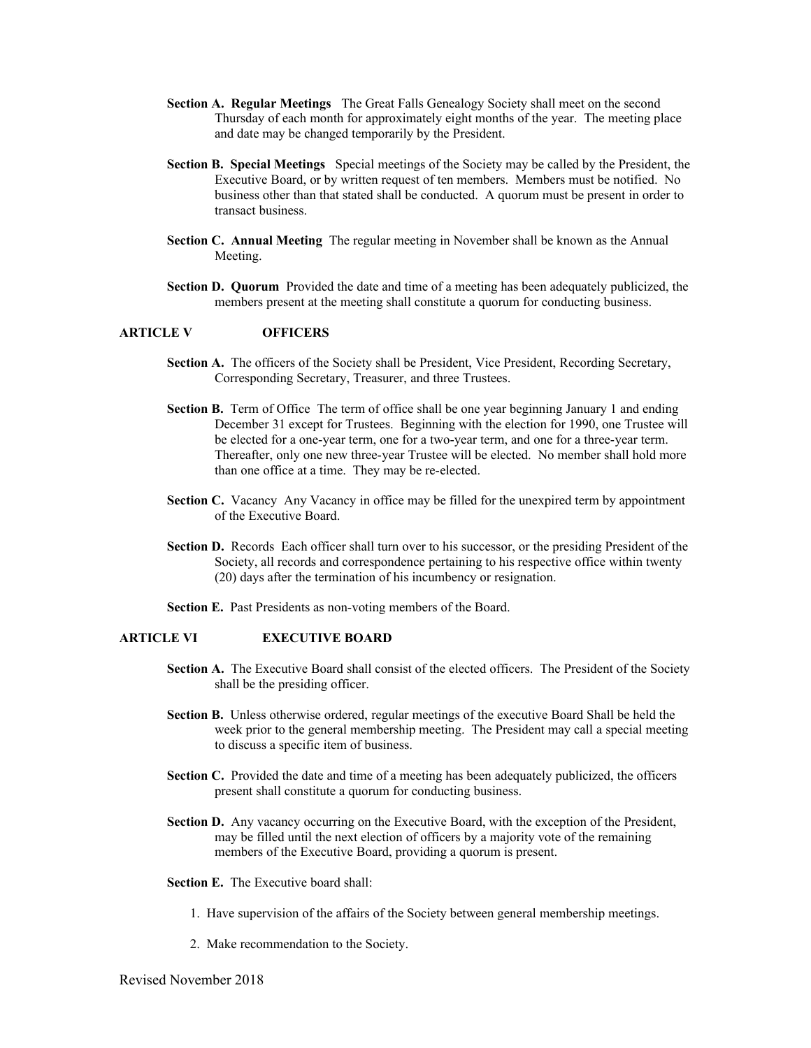**Section A. Regular Meetings** The Great Falls Genealogy Society shall meet on the second Thursday of each month for approximately eight months of the year. The meeting place and date may be changed temporarily by the President.

**Section B. Special Meetings** Special meetings of the Society may be called by the President, the Executive Board, or by written request of ten members. Members must be notified. No business other than that stated shall be conducted. A quorum must be present in order to transact business.

**Section C. Annual Meeting** The regular meeting in November shall be known as the Annual Meeting.

**Section D. Quorum** Provided the date and time of a meeting has been adequately publicized, the members present at the meeting shall constitute a quorum for conducting business.

## ARTICLE V OFFICERS

**Section A.** The officers of the Society shall be President, Vice President, Recording Secretary, Corresponding Secretary, Treasurer, and three Trustees.

**Section B.** Term of Office The term of office shall be one year beginning January 1 and ending December 31 except for Trustees. Beginning with the election for 1990, one Trustee will be elected for a one-year term, one for a two-year term, and one for a three-year term. Thereafter, only one new three-year Trustee will be elected. No member shall hold more than one office at a time. They may be re-elected.

**Section C.** Vacancy Any Vacancy in office may be filled for the unexpired term by appointment of the Executive Board.

**Section D.** Records Each officer shall turn over to his successor, or the presiding President of the Society, all records and correspondence pertaining to his respective office within twenty (20) days after the termination of his incumbency or resignation.

**Section E.** Past Presidents as non-voting members of the Board.

## ARTICLE VI EXECUTIVE BOARD

**Section A.** The Executive Board shall consist of the elected officers. The President of the Society shall be the presiding officer.

**Section B.** Unless otherwise ordered, regular meetings of the executive Board Shall be held the week prior to the general membership meeting. The President may call a special meeting to discuss a specific item of business.

**Section C.** Provided the date and time of a meeting has been adequately publicized, the officers present shall constitute a quorum for conducting business.

**Section D.** Any vacancy occurring on the Executive Board, with the exception of the President, may be filled until the next election of officers by a majority vote of the remaining members of the Executive Board, providing a quorum is present.

**Section E.** The Executive board shall:

1. Have supervision of the affairs of the Society between general membership meetings.
2. Make recommendation to the Society.

Revised November 2018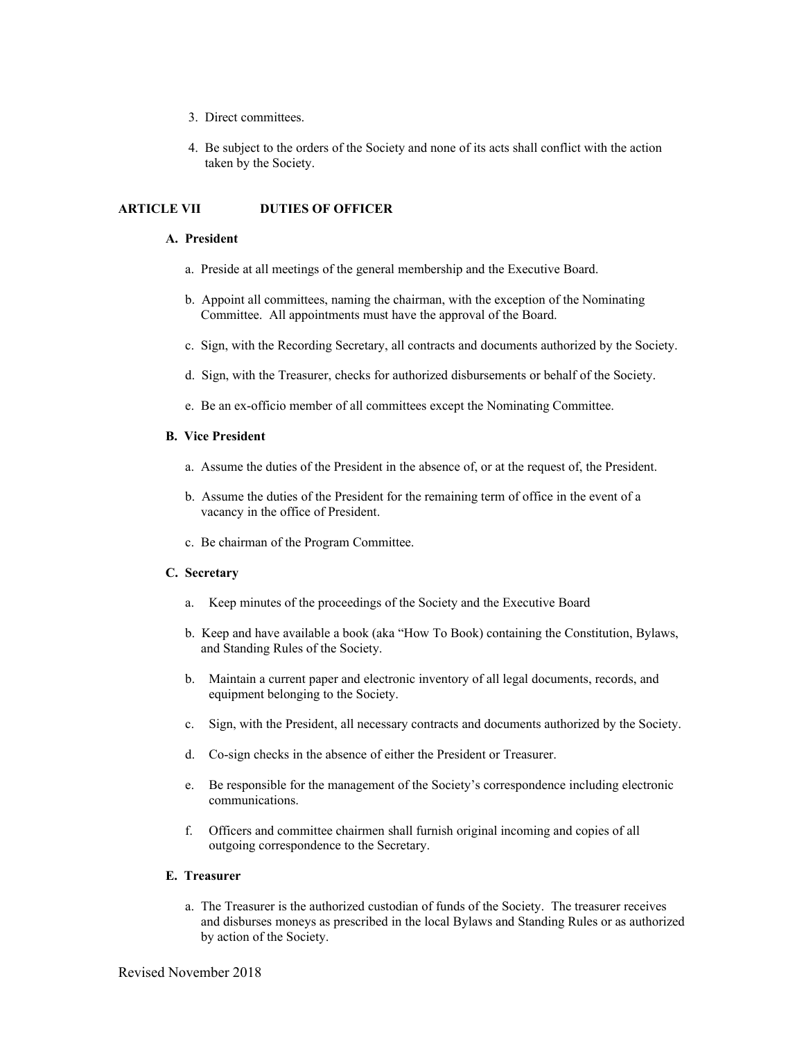3. Direct committees.

4. Be subject to the orders of the Society and none of its acts shall conflict with the action taken by the Society.

## ARTICLE VII DUTIES OF OFFICER

### A. President

a. Preside at all meetings of the general membership and the Executive Board.

b. Appoint all committees, naming the chairman, with the exception of the Nominating Committee. All appointments must have the approval of the Board.

c. Sign, with the Recording Secretary, all contracts and documents authorized by the Society.

d. Sign, with the Treasurer, checks for authorized disbursements or behalf of the Society.

e. Be an ex-officio member of all committees except the Nominating Committee.

### B. Vice President

a. Assume the duties of the President in the absence of, or at the request of, the President.

b. Assume the duties of the President for the remaining term of office in the event of a vacancy in the office of President.

c. Be chairman of the Program Committee.

### C. Secretary

a. Keep minutes of the proceedings of the Society and the Executive Board

b. Keep and have available a book (aka "How To Book) containing the Constitution, Bylaws, and Standing Rules of the Society.

b. Maintain a current paper and electronic inventory of all legal documents, records, and equipment belonging to the Society.

c. Sign, with the President, all necessary contracts and documents authorized by the Society.

d. Co-sign checks in the absence of either the President or Treasurer.

e. Be responsible for the management of the Society's correspondence including electronic communications.

f. Officers and committee chairmen shall furnish original incoming and copies of all outgoing correspondence to the Secretary.

### E. Treasurer

a. The Treasurer is the authorized custodian of funds of the Society. The treasurer receives and disburses moneys as prescribed in the local Bylaws and Standing Rules or as authorized by action of the Society.

Revised November 2018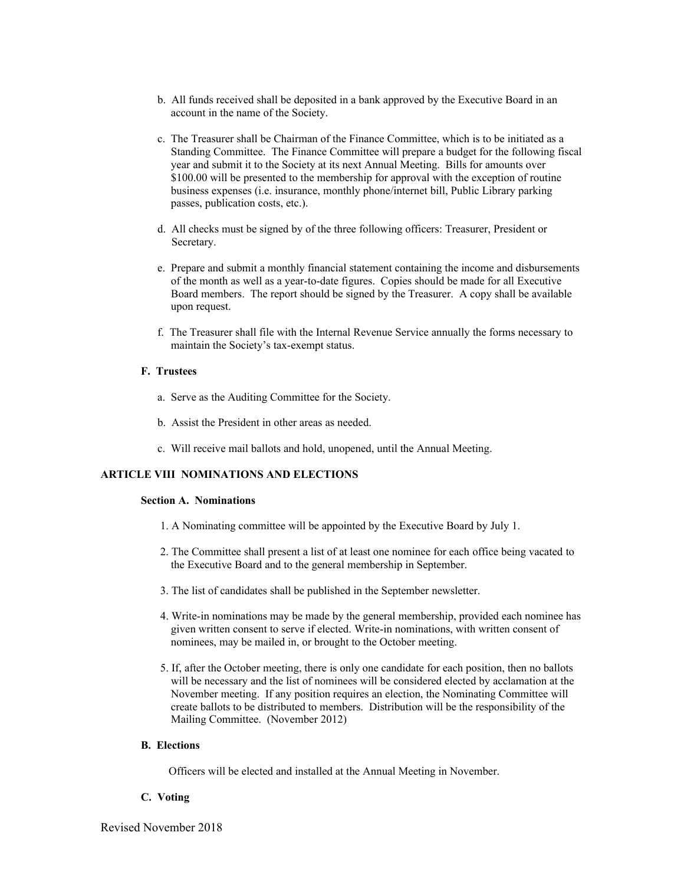b. All funds received shall be deposited in a bank approved by the Executive Board in an account in the name of the Society.

c. The Treasurer shall be Chairman of the Finance Committee, which is to be initiated as a Standing Committee. The Finance Committee will prepare a budget for the following fiscal year and submit it to the Society at its next Annual Meeting. Bills for amounts over $100.00 will be presented to the membership for approval with the exception of routine business expenses (i.e. insurance, monthly phone/internet bill, Public Library parking passes, publication costs, etc.).

d. All checks must be signed by of the three following officers: Treasurer, President or Secretary.

e. Prepare and submit a monthly financial statement containing the income and disbursements of the month as well as a year-to-date figures. Copies should be made for all Executive Board members. The report should be signed by the Treasurer. A copy shall be available upon request.

f. The Treasurer shall file with the Internal Revenue Service annually the forms necessary to maintain the Society's tax-exempt status.

**F. Trustees**

a. Serve as the Auditing Committee for the Society.

b. Assist the President in other areas as needed.

c. Will receive mail ballots and hold, unopened, until the Annual Meeting.

## ARTICLE VIII NOMINATIONS AND ELECTIONS

### Section A. Nominations

1. A Nominating committee will be appointed by the Executive Board by July 1.
2. The Committee shall present a list of at least one nominee for each office being vacated to the Executive Board and to the general membership in September.
3. The list of candidates shall be published in the September newsletter.
4. Write-in nominations may be made by the general membership, provided each nominee has given written consent to serve if elected. Write-in nominations, with written consent of nominees, may be mailed in, or brought to the October meeting.
5. If, after the October meeting, there is only one candidate for each position, then no ballots will be necessary and the list of nominees will be considered elected by acclamation at the November meeting. If any position requires an election, the Nominating Committee will create ballots to be distributed to members. Distribution will be the responsibility of the Mailing Committee. (November 2012)

### B. Elections

Officers will be elected and installed at the Annual Meeting in November.

### C. Voting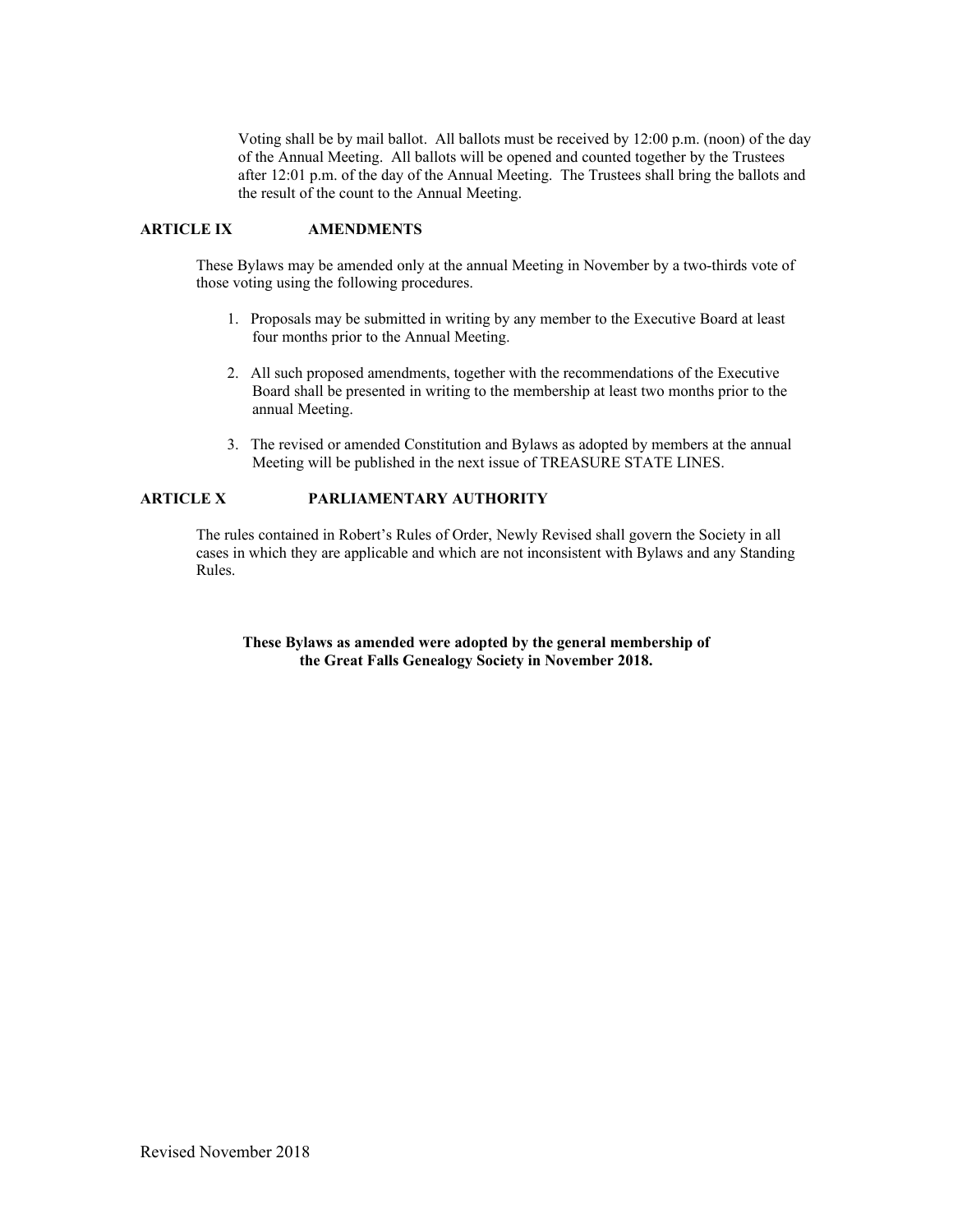Voting shall be by mail ballot. All ballots must be received by 12:00 p.m. (noon) of the day of the Annual Meeting. All ballots will be opened and counted together by the Trustees after 12:01 p.m. of the day of the Annual Meeting. The Trustees shall bring the ballots and the result of the count to the Annual Meeting.

## ARTICLE IX AMENDMENTS

These Bylaws may be amended only at the annual Meeting in November by a two-thirds vote of those voting using the following procedures.

1. Proposals may be submitted in writing by any member to the Executive Board at least four months prior to the Annual Meeting.
2. All such proposed amendments, together with the recommendations of the Executive Board shall be presented in writing to the membership at least two months prior to the annual Meeting.
3. The revised or amended Constitution and Bylaws as adopted by members at the annual Meeting will be published in the next issue of TREASURE STATE LINES.

## ARTICLE X PARLIAMENTARY AUTHORITY

The rules contained in Robert's Rules of Order, Newly Revised shall govern the Society in all cases in which they are applicable and which are not inconsistent with Bylaws and any Standing Rules.

**These Bylaws as amended were adopted by the general membership of the Great Falls Genealogy Society in November 2018.**

Revised November 2018